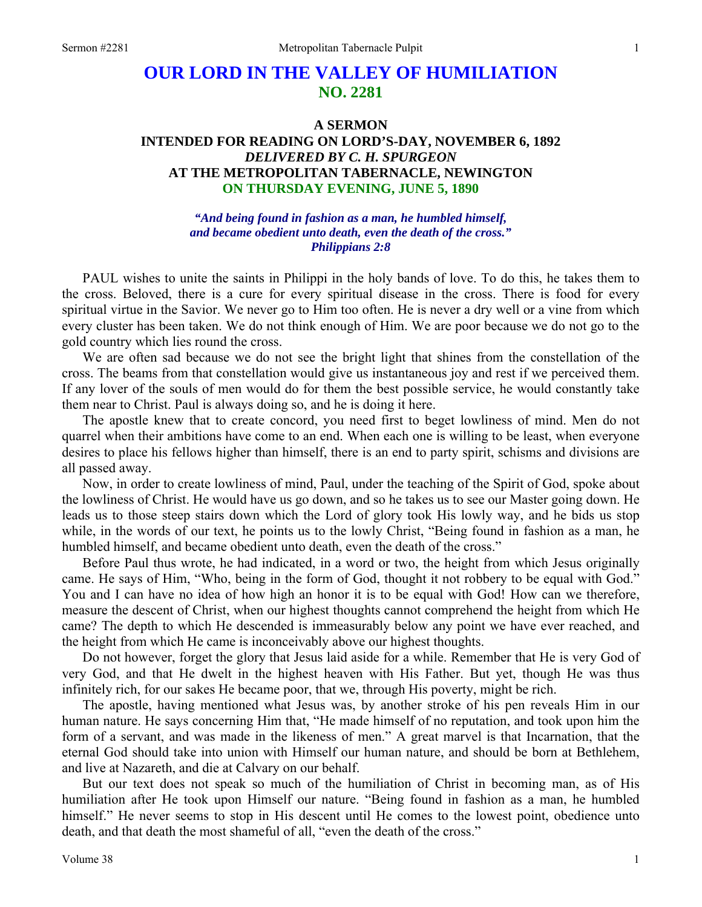# OUR LORD IN THE VALLEY OF HUMILIATION
## NO. 2281

### A SERMON
### INTENDED FOR READING ON LORD'S-DAY, NOVEMBER 6, 1892
### *DELIVERED BY C. H. SPURGEON*
### AT THE METROPOLITAN TABERNACLE, NEWINGTON
### ON THURSDAY EVENING, JUNE 5, 1890

*"And being found in fashion as a man, he humbled himself,*
*and became obedient unto death, even the death of the cross."*
*Philippians 2:8*

PAUL wishes to unite the saints in Philippi in the holy bands of love. To do this, he takes them to the cross. Beloved, there is a cure for every spiritual disease in the cross. There is food for every spiritual virtue in the Savior. We never go to Him too often. He is never a dry well or a vine from which every cluster has been taken. We do not think enough of Him. We are poor because we do not go to the gold country which lies round the cross.

We are often sad because we do not see the bright light that shines from the constellation of the cross. The beams from that constellation would give us instantaneous joy and rest if we perceived them. If any lover of the souls of men would do for them the best possible service, he would constantly take them near to Christ. Paul is always doing so, and he is doing it here.

The apostle knew that to create concord, you need first to beget lowliness of mind. Men do not quarrel when their ambitions have come to an end. When each one is willing to be least, when everyone desires to place his fellows higher than himself, there is an end to party spirit, schisms and divisions are all passed away.

Now, in order to create lowliness of mind, Paul, under the teaching of the Spirit of God, spoke about the lowliness of Christ. He would have us go down, and so he takes us to see our Master going down. He leads us to those steep stairs down which the Lord of glory took His lowly way, and he bids us stop while, in the words of our text, he points us to the lowly Christ, "Being found in fashion as a man, he humbled himself, and became obedient unto death, even the death of the cross."

Before Paul thus wrote, he had indicated, in a word or two, the height from which Jesus originally came. He says of Him, "Who, being in the form of God, thought it not robbery to be equal with God." You and I can have no idea of how high an honor it is to be equal with God! How can we therefore, measure the descent of Christ, when our highest thoughts cannot comprehend the height from which He came? The depth to which He descended is immeasurably below any point we have ever reached, and the height from which He came is inconceivably above our highest thoughts.

Do not however, forget the glory that Jesus laid aside for a while. Remember that He is very God of very God, and that He dwelt in the highest heaven with His Father. But yet, though He was thus infinitely rich, for our sakes He became poor, that we, through His poverty, might be rich.

The apostle, having mentioned what Jesus was, by another stroke of his pen reveals Him in our human nature. He says concerning Him that, "He made himself of no reputation, and took upon him the form of a servant, and was made in the likeness of men." A great marvel is that Incarnation, that the eternal God should take into union with Himself our human nature, and should be born at Bethlehem, and live at Nazareth, and die at Calvary on our behalf.

But our text does not speak so much of the humiliation of Christ in becoming man, as of His humiliation after He took upon Himself our nature. "Being found in fashion as a man, he humbled himself." He never seems to stop in His descent until He comes to the lowest point, obedience unto death, and that death the most shameful of all, "even the death of the cross."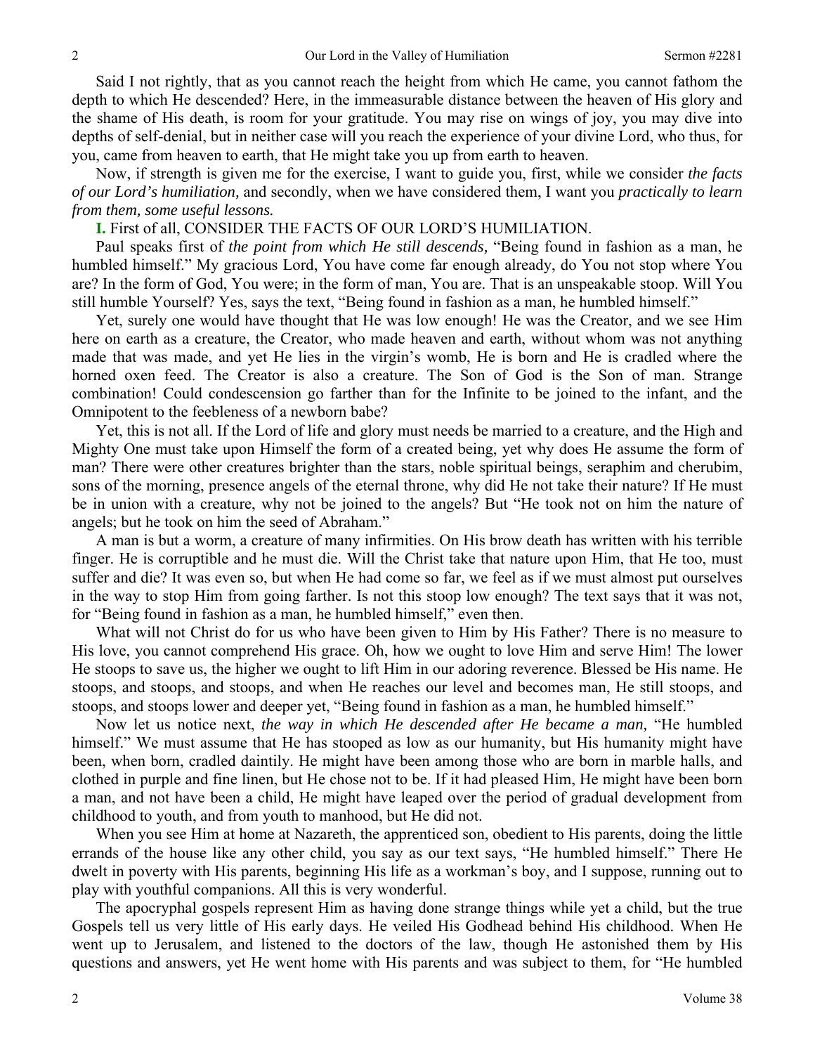Said I not rightly, that as you cannot reach the height from which He came, you cannot fathom the depth to which He descended? Here, in the immeasurable distance between the heaven of His glory and the shame of His death, is room for your gratitude. You may rise on wings of joy, you may dive into depths of self-denial, but in neither case will you reach the experience of your divine Lord, who thus, for you, came from heaven to earth, that He might take you up from earth to heaven.

Now, if strength is given me for the exercise, I want to guide you, first, while we consider *the facts of our Lord's humiliation,* and secondly, when we have considered them, I want you *practically to learn from them, some useful lessons.*

**I.** First of all, CONSIDER THE FACTS OF OUR LORD'S HUMILIATION.

Paul speaks first of *the point from which He still descends,* "Being found in fashion as a man, he humbled himself." My gracious Lord, You have come far enough already, do You not stop where You are? In the form of God, You were; in the form of man, You are. That is an unspeakable stoop. Will You still humble Yourself? Yes, says the text, "Being found in fashion as a man, he humbled himself."

Yet, surely one would have thought that He was low enough! He was the Creator, and we see Him here on earth as a creature, the Creator, who made heaven and earth, without whom was not anything made that was made, and yet He lies in the virgin's womb, He is born and He is cradled where the horned oxen feed. The Creator is also a creature. The Son of God is the Son of man. Strange combination! Could condescension go farther than for the Infinite to be joined to the infant, and the Omnipotent to the feebleness of a newborn babe?

Yet, this is not all. If the Lord of life and glory must needs be married to a creature, and the High and Mighty One must take upon Himself the form of a created being, yet why does He assume the form of man? There were other creatures brighter than the stars, noble spiritual beings, seraphim and cherubim, sons of the morning, presence angels of the eternal throne, why did He not take their nature? If He must be in union with a creature, why not be joined to the angels? But "He took not on him the nature of angels; but he took on him the seed of Abraham."

A man is but a worm, a creature of many infirmities. On His brow death has written with his terrible finger. He is corruptible and he must die. Will the Christ take that nature upon Him, that He too, must suffer and die? It was even so, but when He had come so far, we feel as if we must almost put ourselves in the way to stop Him from going farther. Is not this stoop low enough? The text says that it was not, for "Being found in fashion as a man, he humbled himself," even then.

What will not Christ do for us who have been given to Him by His Father? There is no measure to His love, you cannot comprehend His grace. Oh, how we ought to love Him and serve Him! The lower He stoops to save us, the higher we ought to lift Him in our adoring reverence. Blessed be His name. He stoops, and stoops, and stoops, and when He reaches our level and becomes man, He still stoops, and stoops, and stoops lower and deeper yet, "Being found in fashion as a man, he humbled himself."

Now let us notice next, *the way in which He descended after He became a man,* "He humbled himself." We must assume that He has stooped as low as our humanity, but His humanity might have been, when born, cradled daintily. He might have been among those who are born in marble halls, and clothed in purple and fine linen, but He chose not to be. If it had pleased Him, He might have been born a man, and not have been a child, He might have leaped over the period of gradual development from childhood to youth, and from youth to manhood, but He did not.

When you see Him at home at Nazareth, the apprenticed son, obedient to His parents, doing the little errands of the house like any other child, you say as our text says, "He humbled himself." There He dwelt in poverty with His parents, beginning His life as a workman's boy, and I suppose, running out to play with youthful companions. All this is very wonderful.

The apocryphal gospels represent Him as having done strange things while yet a child, but the true Gospels tell us very little of His early days. He veiled His Godhead behind His childhood. When He went up to Jerusalem, and listened to the doctors of the law, though He astonished them by His questions and answers, yet He went home with His parents and was subject to them, for "He humbled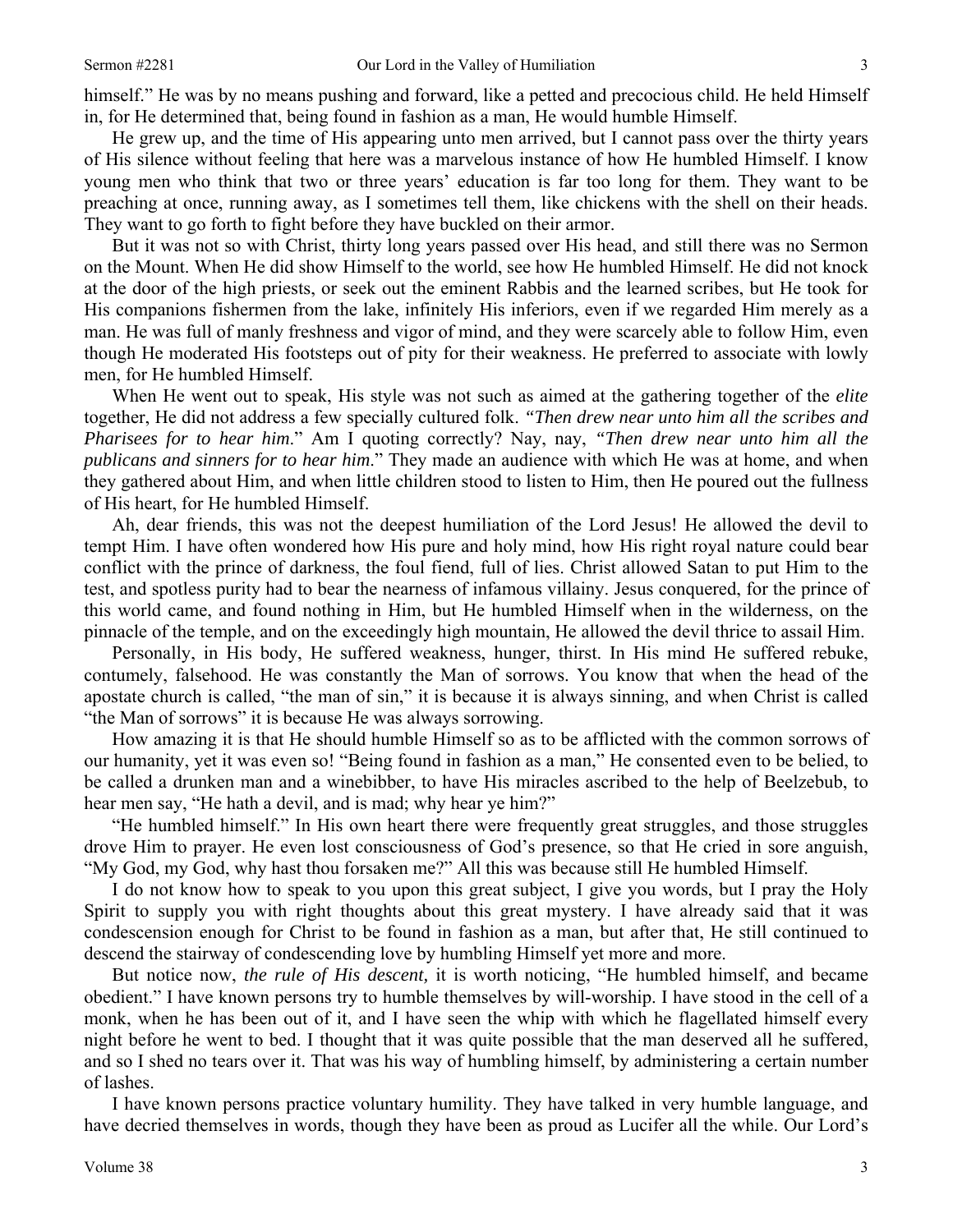himself." He was by no means pushing and forward, like a petted and precocious child. He held Himself in, for He determined that, being found in fashion as a man, He would humble Himself.

He grew up, and the time of His appearing unto men arrived, but I cannot pass over the thirty years of His silence without feeling that here was a marvelous instance of how He humbled Himself. I know young men who think that two or three years' education is far too long for them. They want to be preaching at once, running away, as I sometimes tell them, like chickens with the shell on their heads. They want to go forth to fight before they have buckled on their armor.

But it was not so with Christ, thirty long years passed over His head, and still there was no Sermon on the Mount. When He did show Himself to the world, see how He humbled Himself. He did not knock at the door of the high priests, or seek out the eminent Rabbis and the learned scribes, but He took for His companions fishermen from the lake, infinitely His inferiors, even if we regarded Him merely as a man. He was full of manly freshness and vigor of mind, and they were scarcely able to follow Him, even though He moderated His footsteps out of pity for their weakness. He preferred to associate with lowly men, for He humbled Himself.

When He went out to speak, His style was not such as aimed at the gathering together of the *elite* together, He did not address a few specially cultured folk. *"Then drew near unto him all the scribes and Pharisees for to hear him*." Am I quoting correctly? Nay, nay, *"Then drew near unto him all the publicans and sinners for to hear him*." They made an audience with which He was at home, and when they gathered about Him, and when little children stood to listen to Him, then He poured out the fullness of His heart, for He humbled Himself.

Ah, dear friends, this was not the deepest humiliation of the Lord Jesus! He allowed the devil to tempt Him. I have often wondered how His pure and holy mind, how His right royal nature could bear conflict with the prince of darkness, the foul fiend, full of lies. Christ allowed Satan to put Him to the test, and spotless purity had to bear the nearness of infamous villainy. Jesus conquered, for the prince of this world came, and found nothing in Him, but He humbled Himself when in the wilderness, on the pinnacle of the temple, and on the exceedingly high mountain, He allowed the devil thrice to assail Him.

Personally, in His body, He suffered weakness, hunger, thirst. In His mind He suffered rebuke, contumely, falsehood. He was constantly the Man of sorrows. You know that when the head of the apostate church is called, "the man of sin," it is because it is always sinning, and when Christ is called "the Man of sorrows" it is because He was always sorrowing.

How amazing it is that He should humble Himself so as to be afflicted with the common sorrows of our humanity, yet it was even so! "Being found in fashion as a man," He consented even to be belied, to be called a drunken man and a winebibber, to have His miracles ascribed to the help of Beelzebub, to hear men say, "He hath a devil, and is mad; why hear ye him?"

"He humbled himself." In His own heart there were frequently great struggles, and those struggles drove Him to prayer. He even lost consciousness of God's presence, so that He cried in sore anguish, "My God, my God, why hast thou forsaken me?" All this was because still He humbled Himself.

I do not know how to speak to you upon this great subject, I give you words, but I pray the Holy Spirit to supply you with right thoughts about this great mystery. I have already said that it was condescension enough for Christ to be found in fashion as a man, but after that, He still continued to descend the stairway of condescending love by humbling Himself yet more and more.

But notice now, *the rule of His descent,* it is worth noticing, "He humbled himself, and became obedient." I have known persons try to humble themselves by will-worship. I have stood in the cell of a monk, when he has been out of it, and I have seen the whip with which he flagellated himself every night before he went to bed. I thought that it was quite possible that the man deserved all he suffered, and so I shed no tears over it. That was his way of humbling himself, by administering a certain number of lashes.

I have known persons practice voluntary humility. They have talked in very humble language, and have decried themselves in words, though they have been as proud as Lucifer all the while. Our Lord's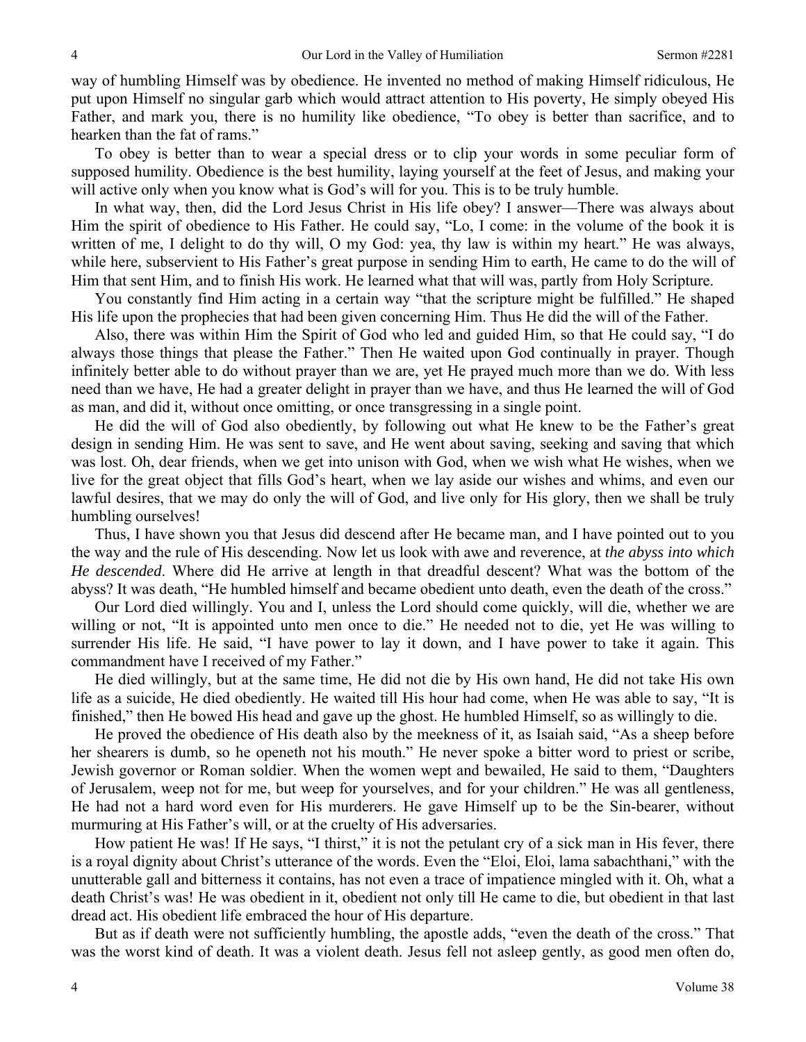way of humbling Himself was by obedience. He invented no method of making Himself ridiculous, He put upon Himself no singular garb which would attract attention to His poverty, He simply obeyed His Father, and mark you, there is no humility like obedience, "To obey is better than sacrifice, and to hearken than the fat of rams."

To obey is better than to wear a special dress or to clip your words in some peculiar form of supposed humility. Obedience is the best humility, laying yourself at the feet of Jesus, and making your will active only when you know what is God's will for you. This is to be truly humble.

In what way, then, did the Lord Jesus Christ in His life obey? I answer—There was always about Him the spirit of obedience to His Father. He could say, "Lo, I come: in the volume of the book it is written of me, I delight to do thy will, O my God: yea, thy law is within my heart." He was always, while here, subservient to His Father's great purpose in sending Him to earth, He came to do the will of Him that sent Him, and to finish His work. He learned what that will was, partly from Holy Scripture.

You constantly find Him acting in a certain way "that the scripture might be fulfilled." He shaped His life upon the prophecies that had been given concerning Him. Thus He did the will of the Father.

Also, there was within Him the Spirit of God who led and guided Him, so that He could say, "I do always those things that please the Father." Then He waited upon God continually in prayer. Though infinitely better able to do without prayer than we are, yet He prayed much more than we do. With less need than we have, He had a greater delight in prayer than we have, and thus He learned the will of God as man, and did it, without once omitting, or once transgressing in a single point.

He did the will of God also obediently, by following out what He knew to be the Father's great design in sending Him. He was sent to save, and He went about saving, seeking and saving that which was lost. Oh, dear friends, when we get into unison with God, when we wish what He wishes, when we live for the great object that fills God's heart, when we lay aside our wishes and whims, and even our lawful desires, that we may do only the will of God, and live only for His glory, then we shall be truly humbling ourselves!

Thus, I have shown you that Jesus did descend after He became man, and I have pointed out to you the way and the rule of His descending. Now let us look with awe and reverence, at *the abyss into which He descended*. Where did He arrive at length in that dreadful descent? What was the bottom of the abyss? It was death, "He humbled himself and became obedient unto death, even the death of the cross."

Our Lord died willingly. You and I, unless the Lord should come quickly, will die, whether we are willing or not, "It is appointed unto men once to die." He needed not to die, yet He was willing to surrender His life. He said, "I have power to lay it down, and I have power to take it again. This commandment have I received of my Father."

He died willingly, but at the same time, He did not die by His own hand, He did not take His own life as a suicide, He died obediently. He waited till His hour had come, when He was able to say, "It is finished," then He bowed His head and gave up the ghost. He humbled Himself, so as willingly to die.

He proved the obedience of His death also by the meekness of it, as Isaiah said, "As a sheep before her shearers is dumb, so he openeth not his mouth." He never spoke a bitter word to priest or scribe, Jewish governor or Roman soldier. When the women wept and bewailed, He said to them, "Daughters of Jerusalem, weep not for me, but weep for yourselves, and for your children." He was all gentleness, He had not a hard word even for His murderers. He gave Himself up to be the Sin-bearer, without murmuring at His Father's will, or at the cruelty of His adversaries.

How patient He was! If He says, "I thirst," it is not the petulant cry of a sick man in His fever, there is a royal dignity about Christ's utterance of the words. Even the "Eloi, Eloi, lama sabachthani," with the unutterable gall and bitterness it contains, has not even a trace of impatience mingled with it. Oh, what a death Christ's was! He was obedient in it, obedient not only till He came to die, but obedient in that last dread act. His obedient life embraced the hour of His departure.

But as if death were not sufficiently humbling, the apostle adds, "even the death of the cross." That was the worst kind of death. It was a violent death. Jesus fell not asleep gently, as good men often do,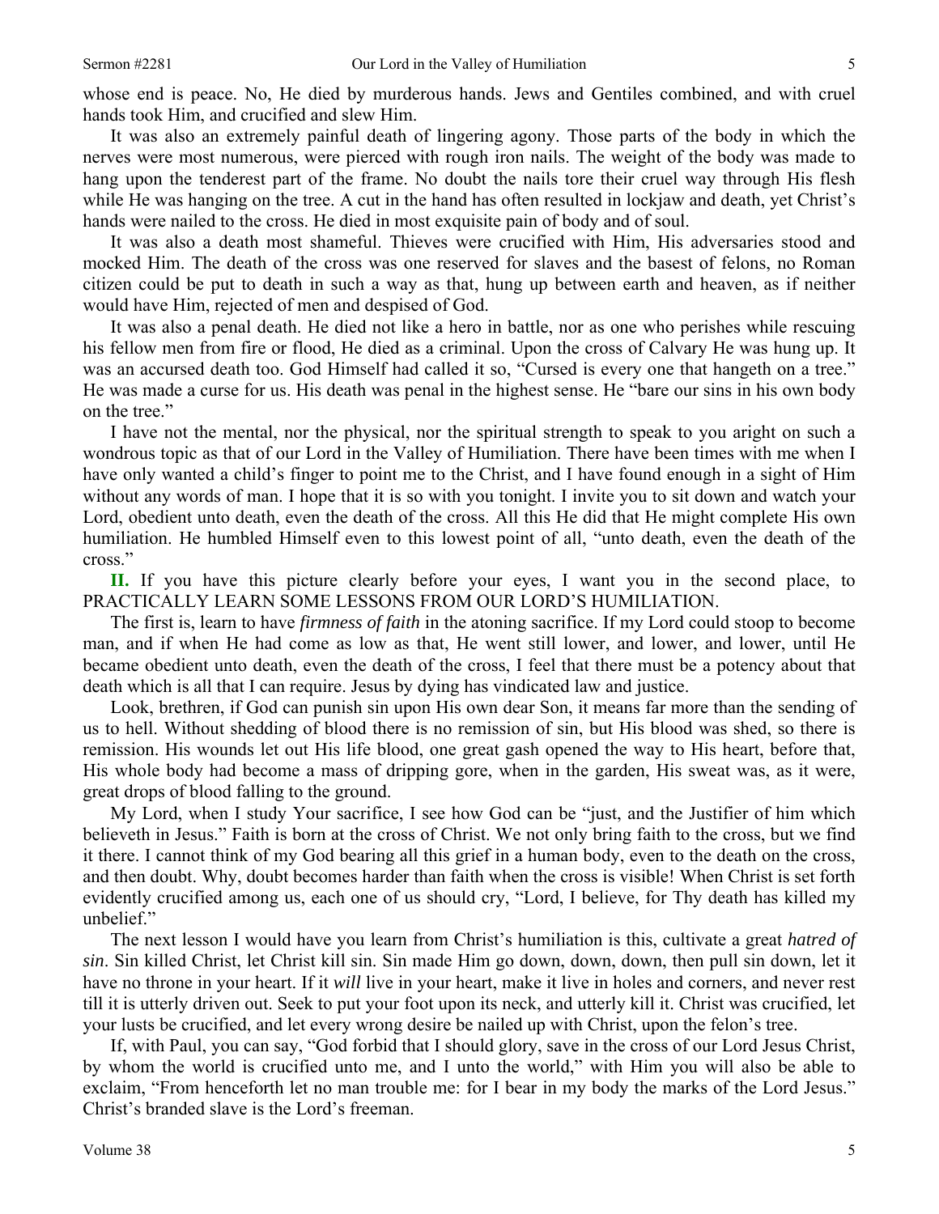whose end is peace. No, He died by murderous hands. Jews and Gentiles combined, and with cruel hands took Him, and crucified and slew Him.

It was also an extremely painful death of lingering agony. Those parts of the body in which the nerves were most numerous, were pierced with rough iron nails. The weight of the body was made to hang upon the tenderest part of the frame. No doubt the nails tore their cruel way through His flesh while He was hanging on the tree. A cut in the hand has often resulted in lockjaw and death, yet Christ's hands were nailed to the cross. He died in most exquisite pain of body and of soul.

It was also a death most shameful. Thieves were crucified with Him, His adversaries stood and mocked Him. The death of the cross was one reserved for slaves and the basest of felons, no Roman citizen could be put to death in such a way as that, hung up between earth and heaven, as if neither would have Him, rejected of men and despised of God.

It was also a penal death. He died not like a hero in battle, nor as one who perishes while rescuing his fellow men from fire or flood, He died as a criminal. Upon the cross of Calvary He was hung up. It was an accursed death too. God Himself had called it so, "Cursed is every one that hangeth on a tree." He was made a curse for us. His death was penal in the highest sense. He "bare our sins in his own body on the tree."

I have not the mental, nor the physical, nor the spiritual strength to speak to you aright on such a wondrous topic as that of our Lord in the Valley of Humiliation. There have been times with me when I have only wanted a child's finger to point me to the Christ, and I have found enough in a sight of Him without any words of man. I hope that it is so with you tonight. I invite you to sit down and watch your Lord, obedient unto death, even the death of the cross. All this He did that He might complete His own humiliation. He humbled Himself even to this lowest point of all, "unto death, even the death of the cross."

**II.** If you have this picture clearly before your eyes, I want you in the second place, to PRACTICALLY LEARN SOME LESSONS FROM OUR LORD'S HUMILIATION.

The first is, learn to have *firmness of faith* in the atoning sacrifice. If my Lord could stoop to become man, and if when He had come as low as that, He went still lower, and lower, and lower, until He became obedient unto death, even the death of the cross, I feel that there must be a potency about that death which is all that I can require. Jesus by dying has vindicated law and justice.

Look, brethren, if God can punish sin upon His own dear Son, it means far more than the sending of us to hell. Without shedding of blood there is no remission of sin, but His blood was shed, so there is remission. His wounds let out His life blood, one great gash opened the way to His heart, before that, His whole body had become a mass of dripping gore, when in the garden, His sweat was, as it were, great drops of blood falling to the ground.

My Lord, when I study Your sacrifice, I see how God can be "just, and the Justifier of him which believeth in Jesus." Faith is born at the cross of Christ. We not only bring faith to the cross, but we find it there. I cannot think of my God bearing all this grief in a human body, even to the death on the cross, and then doubt. Why, doubt becomes harder than faith when the cross is visible! When Christ is set forth evidently crucified among us, each one of us should cry, "Lord, I believe, for Thy death has killed my unbelief."

The next lesson I would have you learn from Christ's humiliation is this, cultivate a great *hatred of sin*. Sin killed Christ, let Christ kill sin. Sin made Him go down, down, down, then pull sin down, let it have no throne in your heart. If it *will* live in your heart, make it live in holes and corners, and never rest till it is utterly driven out. Seek to put your foot upon its neck, and utterly kill it. Christ was crucified, let your lusts be crucified, and let every wrong desire be nailed up with Christ, upon the felon's tree.

If, with Paul, you can say, "God forbid that I should glory, save in the cross of our Lord Jesus Christ, by whom the world is crucified unto me, and I unto the world," with Him you will also be able to exclaim, "From henceforth let no man trouble me: for I bear in my body the marks of the Lord Jesus." Christ's branded slave is the Lord's freeman.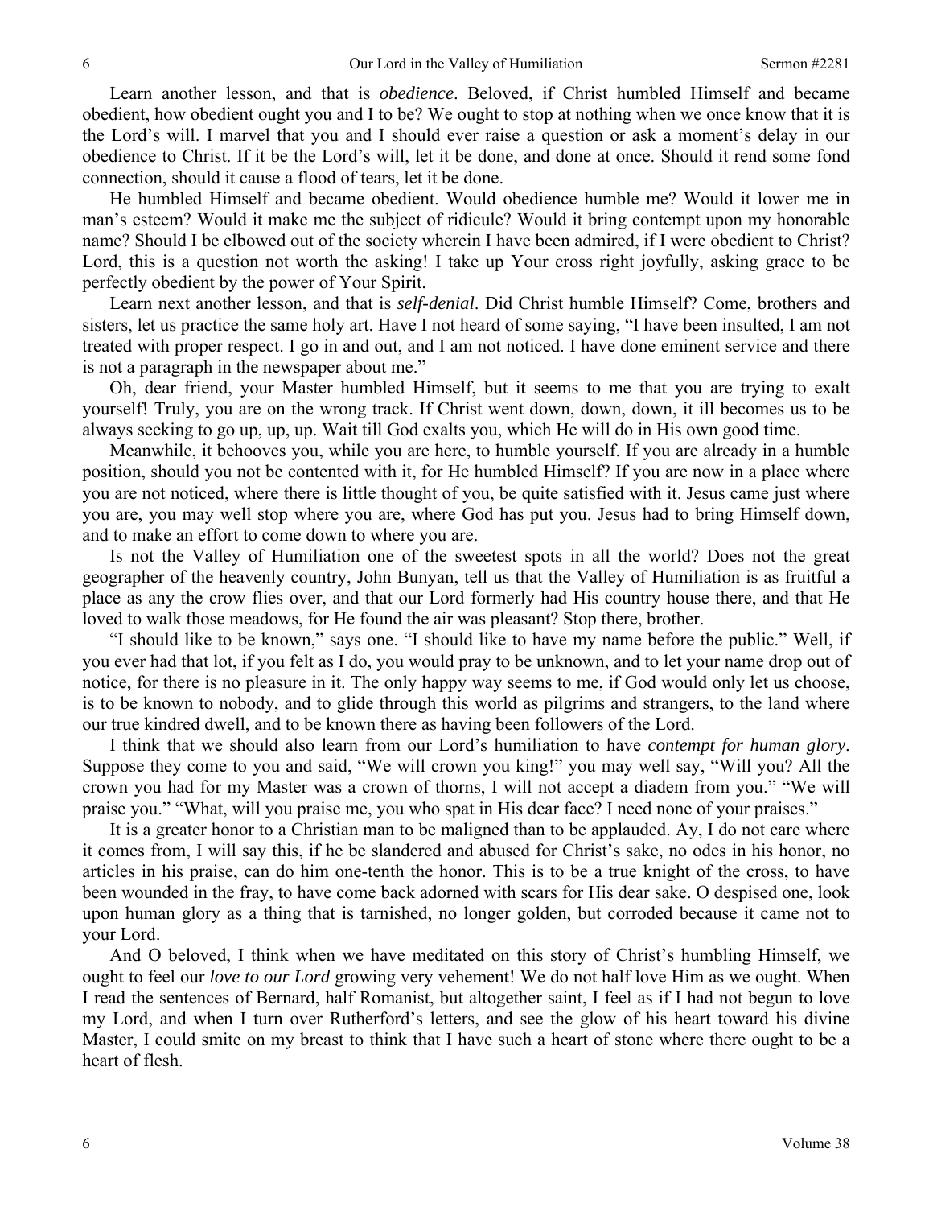Learn another lesson, and that is *obedience*. Beloved, if Christ humbled Himself and became obedient, how obedient ought you and I to be? We ought to stop at nothing when we once know that it is the Lord's will. I marvel that you and I should ever raise a question or ask a moment's delay in our obedience to Christ. If it be the Lord's will, let it be done, and done at once. Should it rend some fond connection, should it cause a flood of tears, let it be done.

He humbled Himself and became obedient. Would obedience humble me? Would it lower me in man's esteem? Would it make me the subject of ridicule? Would it bring contempt upon my honorable name? Should I be elbowed out of the society wherein I have been admired, if I were obedient to Christ? Lord, this is a question not worth the asking! I take up Your cross right joyfully, asking grace to be perfectly obedient by the power of Your Spirit.

Learn next another lesson, and that is *self-denial*. Did Christ humble Himself? Come, brothers and sisters, let us practice the same holy art. Have I not heard of some saying, "I have been insulted, I am not treated with proper respect. I go in and out, and I am not noticed. I have done eminent service and there is not a paragraph in the newspaper about me."

Oh, dear friend, your Master humbled Himself, but it seems to me that you are trying to exalt yourself! Truly, you are on the wrong track. If Christ went down, down, down, it ill becomes us to be always seeking to go up, up, up. Wait till God exalts you, which He will do in His own good time.

Meanwhile, it behooves you, while you are here, to humble yourself. If you are already in a humble position, should you not be contented with it, for He humbled Himself? If you are now in a place where you are not noticed, where there is little thought of you, be quite satisfied with it. Jesus came just where you are, you may well stop where you are, where God has put you. Jesus had to bring Himself down, and to make an effort to come down to where you are.

Is not the Valley of Humiliation one of the sweetest spots in all the world? Does not the great geographer of the heavenly country, John Bunyan, tell us that the Valley of Humiliation is as fruitful a place as any the crow flies over, and that our Lord formerly had His country house there, and that He loved to walk those meadows, for He found the air was pleasant? Stop there, brother.

"I should like to be known," says one. "I should like to have my name before the public." Well, if you ever had that lot, if you felt as I do, you would pray to be unknown, and to let your name drop out of notice, for there is no pleasure in it. The only happy way seems to me, if God would only let us choose, is to be known to nobody, and to glide through this world as pilgrims and strangers, to the land where our true kindred dwell, and to be known there as having been followers of the Lord.

I think that we should also learn from our Lord's humiliation to have *contempt for human glory*. Suppose they come to you and said, "We will crown you king!" you may well say, "Will you? All the crown you had for my Master was a crown of thorns, I will not accept a diadem from you." "We will praise you." "What, will you praise me, you who spat in His dear face? I need none of your praises."

It is a greater honor to a Christian man to be maligned than to be applauded. Ay, I do not care where it comes from, I will say this, if he be slandered and abused for Christ's sake, no odes in his honor, no articles in his praise, can do him one-tenth the honor. This is to be a true knight of the cross, to have been wounded in the fray, to have come back adorned with scars for His dear sake. O despised one, look upon human glory as a thing that is tarnished, no longer golden, but corroded because it came not to your Lord.

And O beloved, I think when we have meditated on this story of Christ's humbling Himself, we ought to feel our *love to our Lord* growing very vehement! We do not half love Him as we ought. When I read the sentences of Bernard, half Romanist, but altogether saint, I feel as if I had not begun to love my Lord, and when I turn over Rutherford's letters, and see the glow of his heart toward his divine Master, I could smite on my breast to think that I have such a heart of stone where there ought to be a heart of flesh.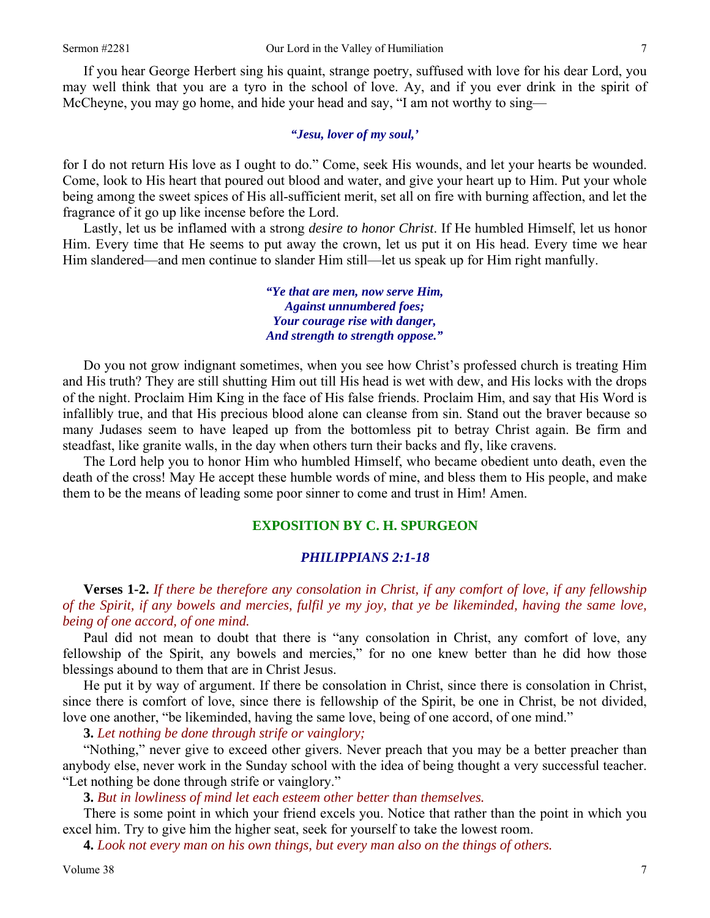If you hear George Herbert sing his quaint, strange poetry, suffused with love for his dear Lord, you may well think that you are a tyro in the school of love. Ay, and if you ever drink in the spirit of McCheyne, you may go home, and hide your head and say, "I am not worthy to sing—

> ***"Jesu, lover of my soul,'***

for I do not return His love as I ought to do." Come, seek His wounds, and let your hearts be wounded. Come, look to His heart that poured out blood and water, and give your heart up to Him. Put your whole being among the sweet spices of His all-sufficient merit, set all on fire with burning affection, and let the fragrance of it go up like incense before the Lord.

Lastly, let us be inflamed with a strong *desire to honor Christ*. If He humbled Himself, let us honor Him. Every time that He seems to put away the crown, let us put it on His head. Every time we hear Him slandered—and men continue to slander Him still—let us speak up for Him right manfully.

> ***"Ye that are men, now serve Him,***
> ***Against unnumbered foes;***
> ***Your courage rise with danger,***
> ***And strength to strength oppose."***

Do you not grow indignant sometimes, when you see how Christ's professed church is treating Him and His truth? They are still shutting Him out till His head is wet with dew, and His locks with the drops of the night. Proclaim Him King in the face of His false friends. Proclaim Him, and say that His Word is infallibly true, and that His precious blood alone can cleanse from sin. Stand out the braver because so many Judases seem to have leaped up from the bottomless pit to betray Christ again. Be firm and steadfast, like granite walls, in the day when others turn their backs and fly, like cravens.

The Lord help you to honor Him who humbled Himself, who became obedient unto death, even the death of the cross! May He accept these humble words of mine, and bless them to His people, and make them to be the means of leading some poor sinner to come and trust in Him! Amen.

## EXPOSITION BY C. H. SPURGEON

### *PHILIPPIANS 2:1-18*

**Verses 1-2.** *If there be therefore any consolation in Christ, if any comfort of love, if any fellowship of the Spirit, if any bowels and mercies, fulfil ye my joy, that ye be likeminded, having the same love, being of one accord, of one mind.*

Paul did not mean to doubt that there is "any consolation in Christ, any comfort of love, any fellowship of the Spirit, any bowels and mercies," for no one knew better than he did how those blessings abound to them that are in Christ Jesus.

He put it by way of argument. If there be consolation in Christ, since there is consolation in Christ, since there is comfort of love, since there is fellowship of the Spirit, be one in Christ, be not divided, love one another, "be likeminded, having the same love, being of one accord, of one mind."

**3.** *Let nothing be done through strife or vainglory;*

"Nothing," never give to exceed other givers. Never preach that you may be a better preacher than anybody else, never work in the Sunday school with the idea of being thought a very successful teacher. "Let nothing be done through strife or vainglory."

**3.** *But in lowliness of mind let each esteem other better than themselves.*

There is some point in which your friend excels you. Notice that rather than the point in which you excel him. Try to give him the higher seat, seek for yourself to take the lowest room.

**4.** *Look not every man on his own things, but every man also on the things of others.*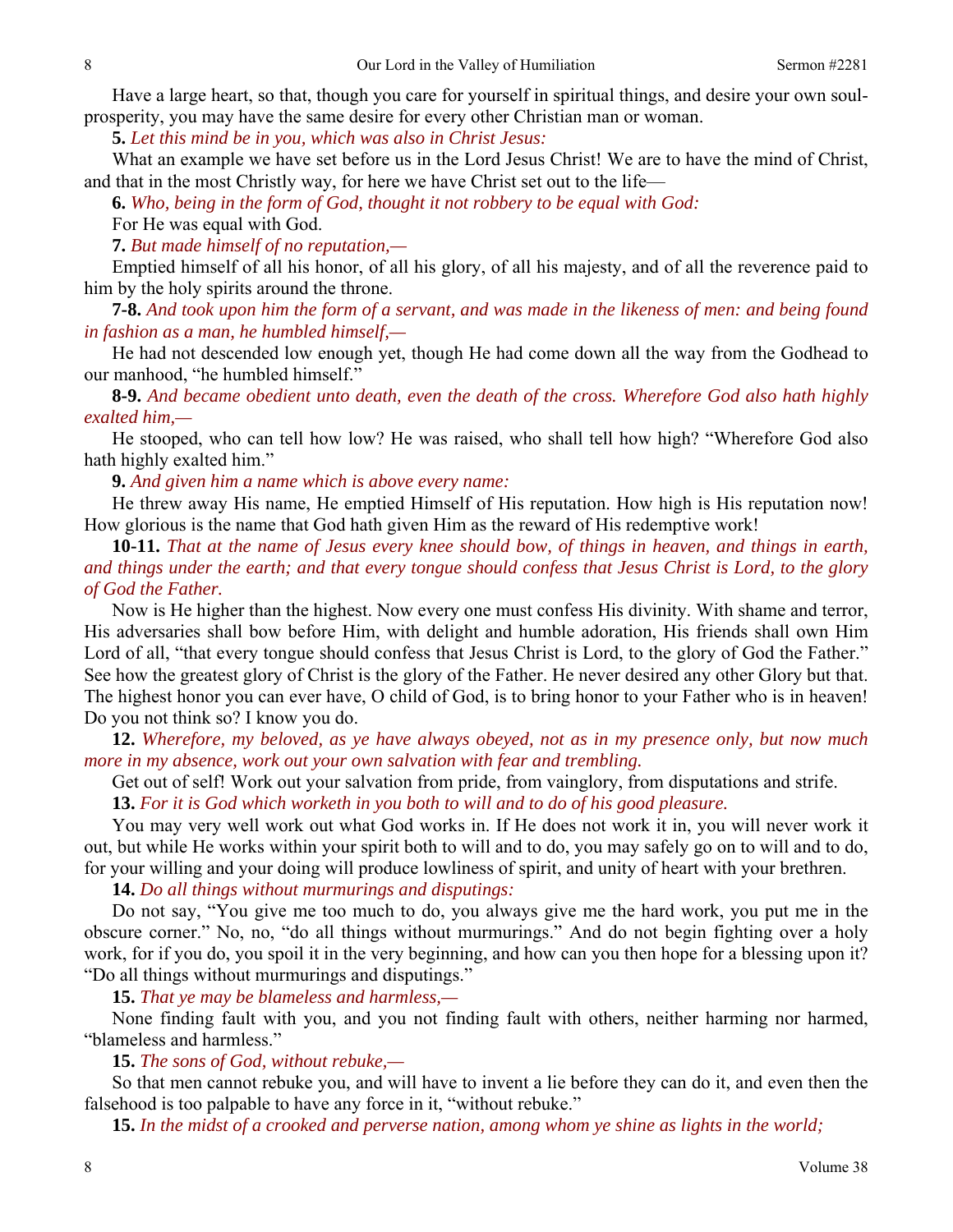Have a large heart, so that, though you care for yourself in spiritual things, and desire your own soul-prosperity, you may have the same desire for every other Christian man or woman.

**5.** *Let this mind be in you, which was also in Christ Jesus:*

What an example we have set before us in the Lord Jesus Christ! We are to have the mind of Christ, and that in the most Christly way, for here we have Christ set out to the life—

**6.** *Who, being in the form of God, thought it not robbery to be equal with God:*

For He was equal with God.

**7.** *But made himself of no reputation,—*

Emptied himself of all his honor, of all his glory, of all his majesty, and of all the reverence paid to him by the holy spirits around the throne.

**7-8.** *And took upon him the form of a servant, and was made in the likeness of men: and being found in fashion as a man, he humbled himself,—*

He had not descended low enough yet, though He had come down all the way from the Godhead to our manhood, "he humbled himself."

**8-9.** *And became obedient unto death, even the death of the cross. Wherefore God also hath highly exalted him,—*

He stooped, who can tell how low? He was raised, who shall tell how high? "Wherefore God also hath highly exalted him."

**9.** *And given him a name which is above every name:*

He threw away His name, He emptied Himself of His reputation. How high is His reputation now! How glorious is the name that God hath given Him as the reward of His redemptive work!

**10-11.** *That at the name of Jesus every knee should bow, of things in heaven, and things in earth, and things under the earth; and that every tongue should confess that Jesus Christ is Lord, to the glory of God the Father.*

Now is He higher than the highest. Now every one must confess His divinity. With shame and terror, His adversaries shall bow before Him, with delight and humble adoration, His friends shall own Him Lord of all, "that every tongue should confess that Jesus Christ is Lord, to the glory of God the Father." See how the greatest glory of Christ is the glory of the Father. He never desired any other Glory but that. The highest honor you can ever have, O child of God, is to bring honor to your Father who is in heaven! Do you not think so? I know you do.

**12.** *Wherefore, my beloved, as ye have always obeyed, not as in my presence only, but now much more in my absence, work out your own salvation with fear and trembling.*

Get out of self! Work out your salvation from pride, from vainglory, from disputations and strife.

**13.** *For it is God which worketh in you both to will and to do of his good pleasure.*

You may very well work out what God works in. If He does not work it in, you will never work it out, but while He works within your spirit both to will and to do, you may safely go on to will and to do, for your willing and your doing will produce lowliness of spirit, and unity of heart with your brethren.

**14.** *Do all things without murmurings and disputings:*

Do not say, "You give me too much to do, you always give me the hard work, you put me in the obscure corner." No, no, "do all things without murmurings." And do not begin fighting over a holy work, for if you do, you spoil it in the very beginning, and how can you then hope for a blessing upon it? "Do all things without murmurings and disputings."

**15.** *That ye may be blameless and harmless,—*

None finding fault with you, and you not finding fault with others, neither harming nor harmed, "blameless and harmless."

**15.** *The sons of God, without rebuke,—*

So that men cannot rebuke you, and will have to invent a lie before they can do it, and even then the falsehood is too palpable to have any force in it, "without rebuke."

**15.** *In the midst of a crooked and perverse nation, among whom ye shine as lights in the world;*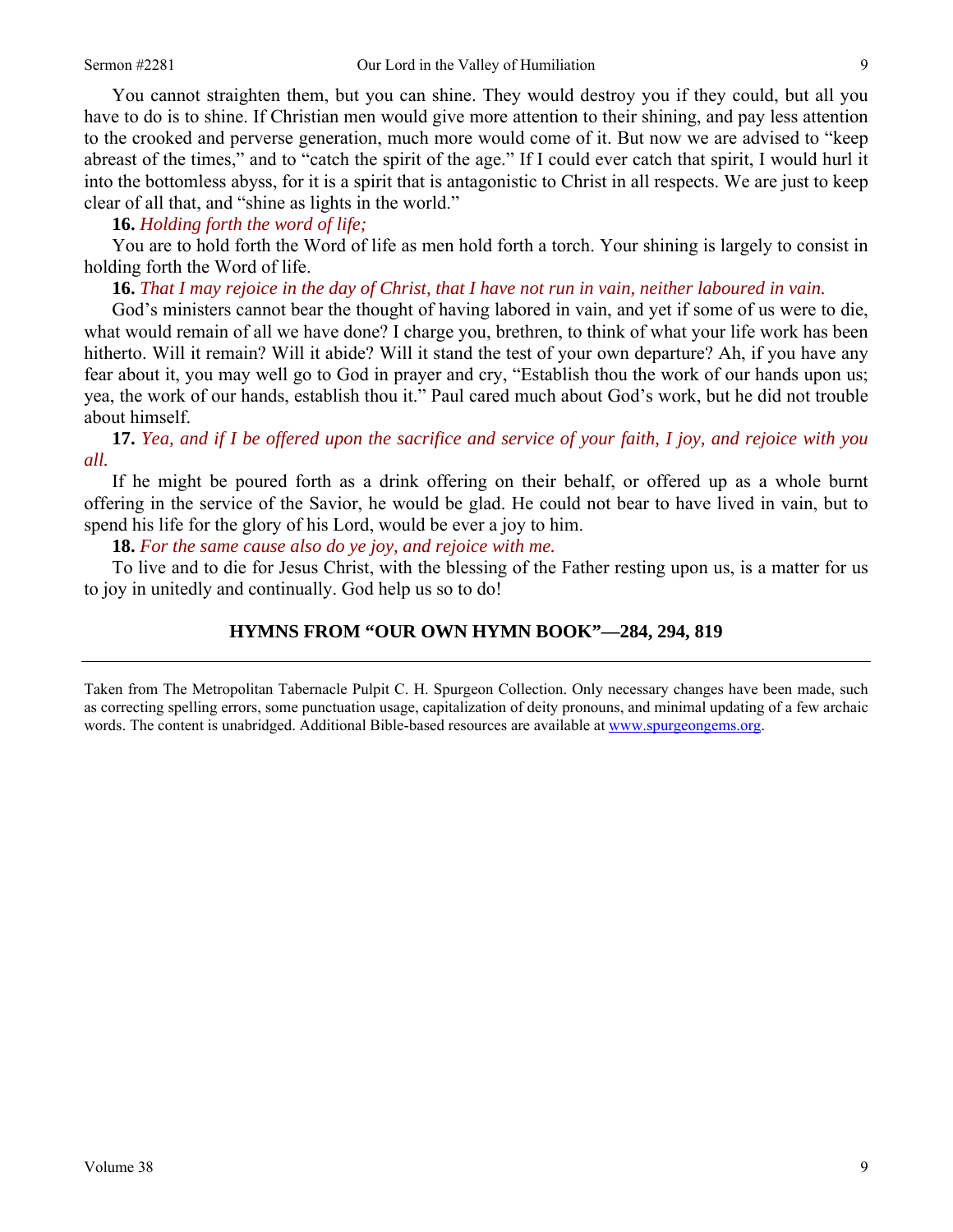You cannot straighten them, but you can shine. They would destroy you if they could, but all you have to do is to shine. If Christian men would give more attention to their shining, and pay less attention to the crooked and perverse generation, much more would come of it. But now we are advised to "keep abreast of the times," and to "catch the spirit of the age." If I could ever catch that spirit, I would hurl it into the bottomless abyss, for it is a spirit that is antagonistic to Christ in all respects. We are just to keep clear of all that, and "shine as lights in the world."

**16.** *Holding forth the word of life;*

You are to hold forth the Word of life as men hold forth a torch. Your shining is largely to consist in holding forth the Word of life.

**16.** *That I may rejoice in the day of Christ, that I have not run in vain, neither laboured in vain.*

God's ministers cannot bear the thought of having labored in vain, and yet if some of us were to die, what would remain of all we have done? I charge you, brethren, to think of what your life work has been hitherto. Will it remain? Will it abide? Will it stand the test of your own departure? Ah, if you have any fear about it, you may well go to God in prayer and cry, "Establish thou the work of our hands upon us; yea, the work of our hands, establish thou it." Paul cared much about God's work, but he did not trouble about himself.

**17.** *Yea, and if I be offered upon the sacrifice and service of your faith, I joy, and rejoice with you all.*

If he might be poured forth as a drink offering on their behalf, or offered up as a whole burnt offering in the service of the Savior, he would be glad. He could not bear to have lived in vain, but to spend his life for the glory of his Lord, would be ever a joy to him.

**18.** *For the same cause also do ye joy, and rejoice with me.*

To live and to die for Jesus Christ, with the blessing of the Father resting upon us, is a matter for us to joy in unitedly and continually. God help us so to do!

**HYMNS FROM "OUR OWN HYMN BOOK"—284, 294, 819**

---

Taken from The Metropolitan Tabernacle Pulpit C. H. Spurgeon Collection. Only necessary changes have been made, such as correcting spelling errors, some punctuation usage, capitalization of deity pronouns, and minimal updating of a few archaic words. The content is unabridged. Additional Bible-based resources are available at www.spurgeongems.org.